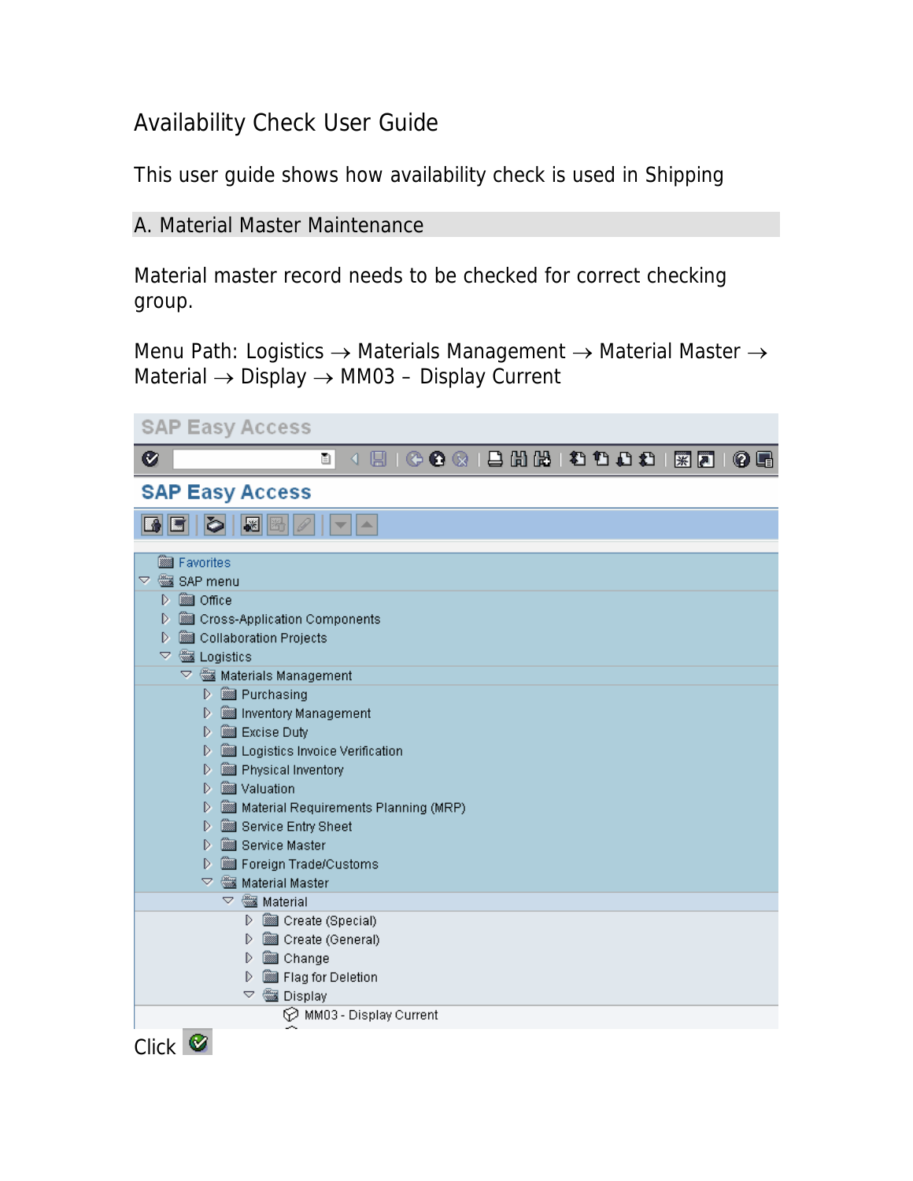# Availability Check User Guide

This user guide shows how availability check is used in Shipping

## A. Material Master Maintenance

Material master record needs to be checked for correct checking group.

Menu Path: Logistics → Materials Management → Material Master → Material → Display → MM03 – Display Current

Click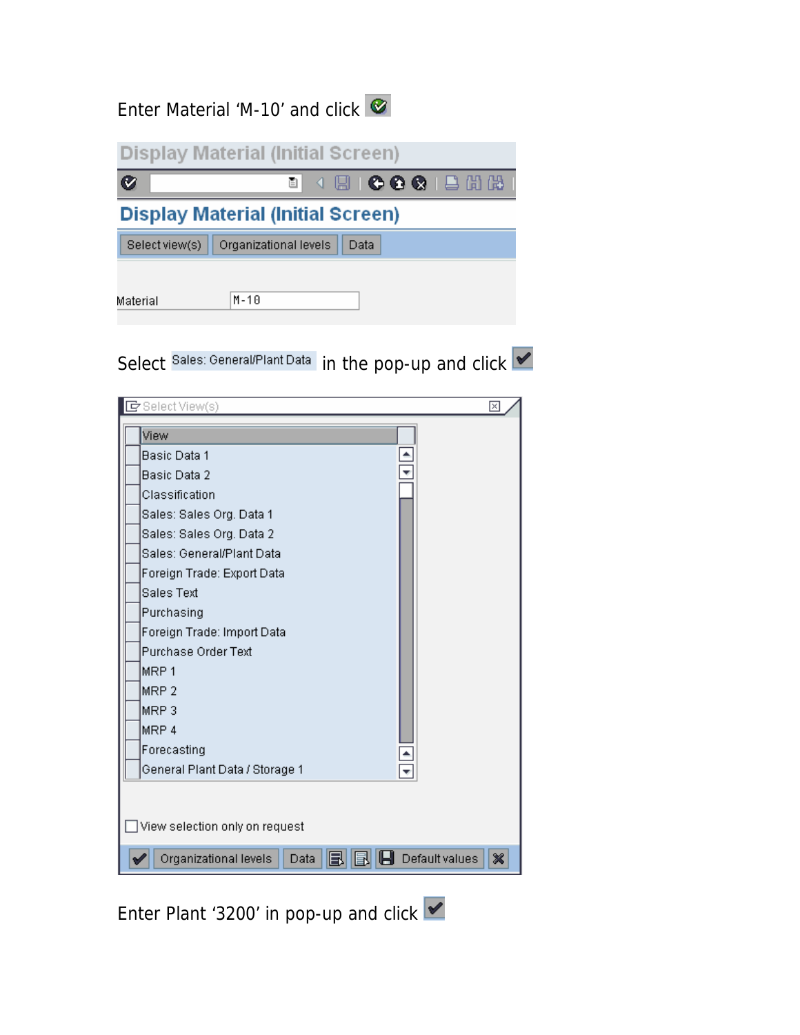Enter Material 'M-10' and click

**Display Material (Initial Screen)**

Select view(s) | Organizational levels | Data

Material: M-10

Select Sales: General/Plant Data in the pop-up and click

**Select View(s)**

- View
- Basic Data 1
- Basic Data 2
- Classification
- Sales: Sales Org. Data 1
- Sales: Sales Org. Data 2
- Sales: General/Plant Data
- Foreign Trade: Export Data
- Sales Text
- Purchasing
- Foreign Trade: Import Data
- Purchase Order Text
- MRP 1
- MRP 2
- MRP 3
- MRP 4
- Forecasting
- General Plant Data / Storage 1

View selection only on request

Organizational levels | Data | Default values

Enter Plant '3200' in pop-up and click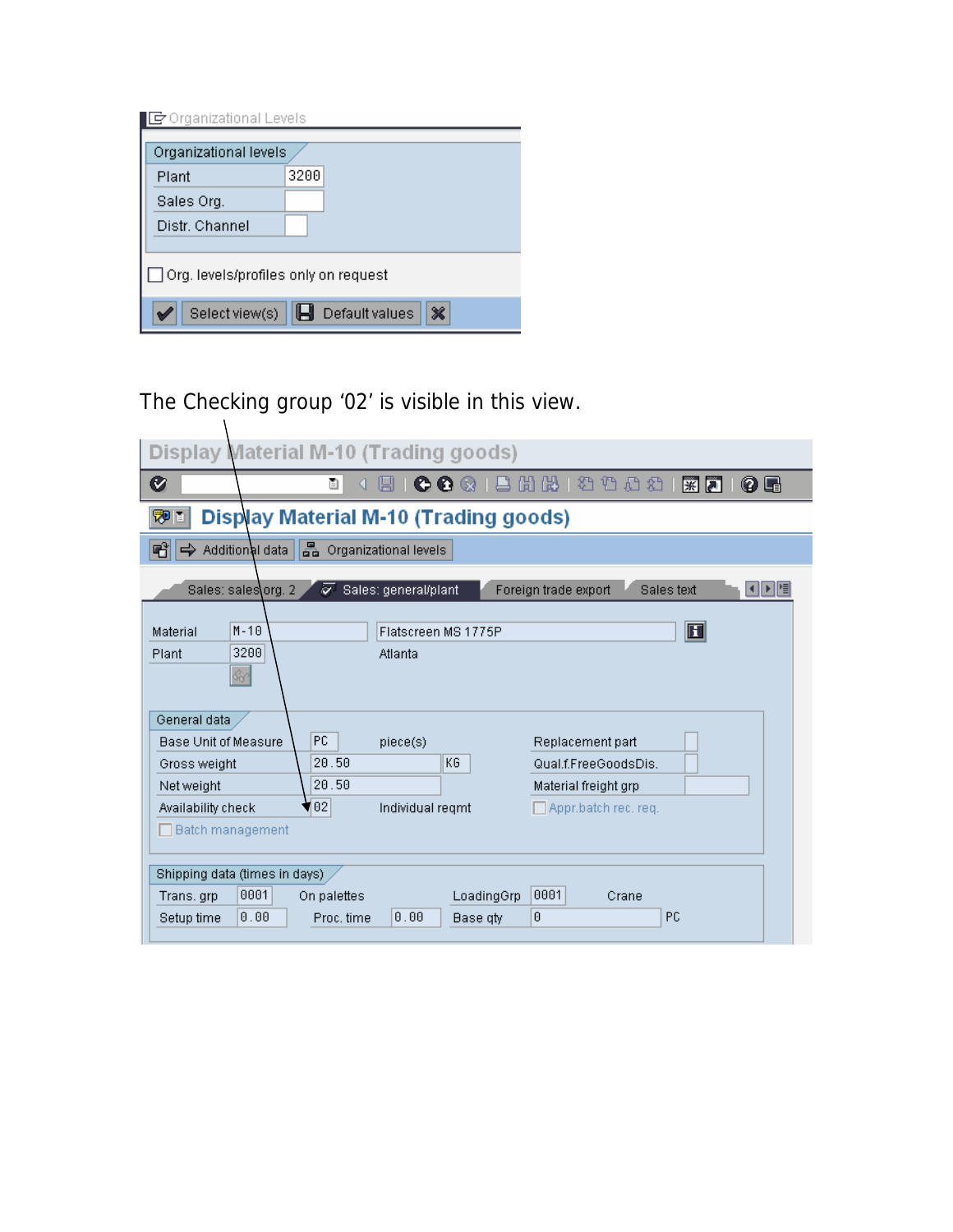Organizational Levels

| Organizational levels | |
|---|---|
| Plant | 3200 |
| Sales Org. | |
| Distr. Channel | |

☐ Org. levels/profiles only on request

Select view(s) | Default values

The Checking group '02' is visible in this view.

**Display Material M-10 (Trading goods)**

Additional data | Organizational levels

Sales: sales org. 2 | Sales: general/plant | Foreign trade export | Sales text

| | | | |
|---|---|---|---|
| Material | M-10 | Flatscreen MS 1775P | |
| Plant | 3200 | Atlanta | |

**General data**

| | | | | |
|---|---|---|---|---|
| Base Unit of Measure | PC | piece(s) | Replacement part | |
| Gross weight | 20.50 | KG | Qual.f.FreeGoodsDis. | |
| Net weight | 20.50 | | Material freight grp | |
| Availability check | 02 | Individual reqmt | Appr.batch rec. req. | ☐ |
| Batch management | ☐ | | | |

**Shipping data (times in days)**

| | | | | | |
|---|---|---|---|---|---|
| Trans. grp | 0001 | On palettes | LoadingGrp | 0001 | Crane |
| Setup time | 0.00 | Proc. time 0.00 | Base qty | 0 | PC |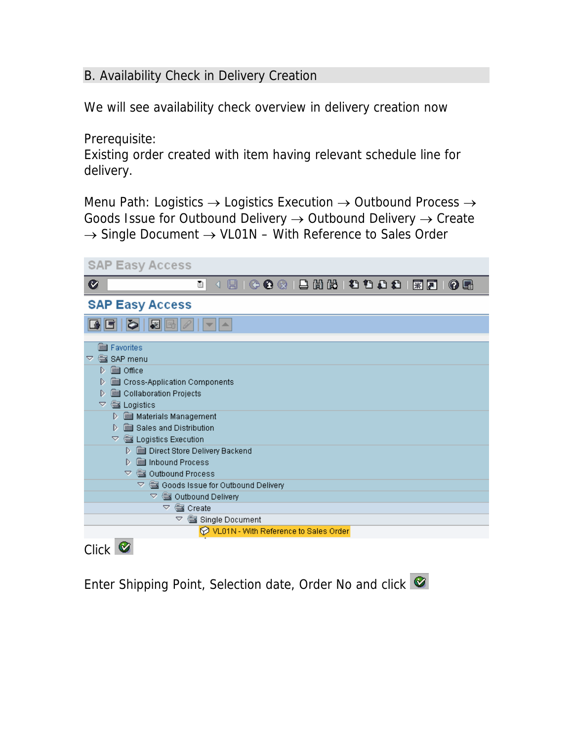## B. Availability Check in Delivery Creation

We will see availability check overview in delivery creation now

Prerequisite:
Existing order created with item having relevant schedule line for delivery.

Menu Path: Logistics → Logistics Execution → Outbound Process → Goods Issue for Outbound Delivery → Outbound Delivery → Create → Single Document → VL01N – With Reference to Sales Order

Click

Enter Shipping Point, Selection date, Order No and click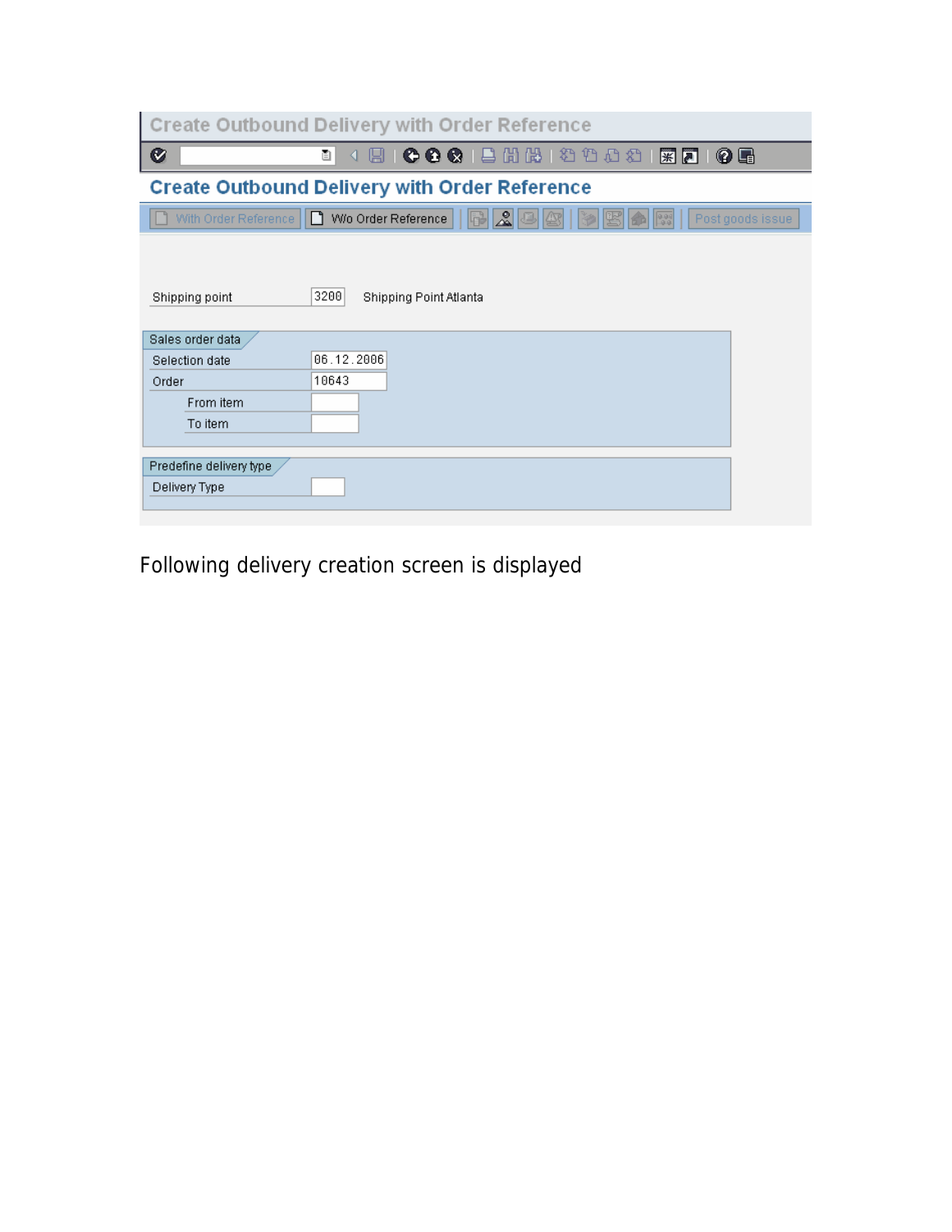Create Outbound Delivery with Order Reference

## Create Outbound Delivery with Order Reference

With Order Reference | W/o Order Reference | Post goods issue

Shipping point 3200 Shipping Point Atlanta

**Sales order data**

| Field | Value |
|---|---|
| Selection date | 06.12.2006 |
| Order | 10643 |
| From item | |
| To item | |

**Predefine delivery type**

| Field | Value |
|---|---|
| Delivery Type | |

Following delivery creation screen is displayed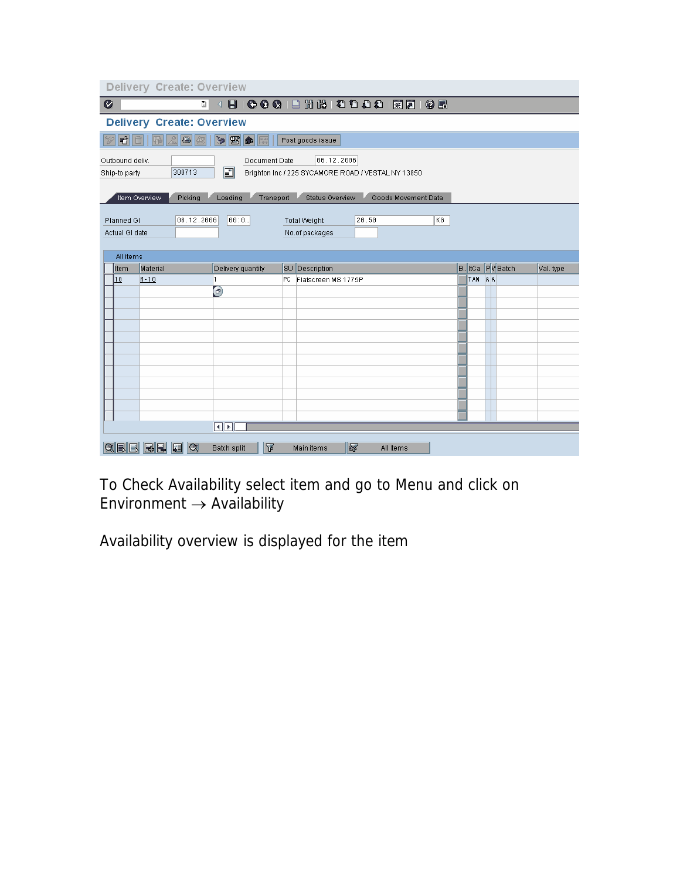Delivery Create: Overview

Delivery Create: Overview

Post goods issue

| | | | |
|---|---|---|---|
| Outbound deliv. | | Document Date | 06.12.2006 |
| Ship-to party | 300713 | Brighton Inc / 225 SYCAMORE ROAD / VESTAL NY 13850 | |

Item Overview | Picking | Loading | Transport | Status Overview | Goods Movement Data

| | | | | |
|---|---|---|---|---|
| Planned GI | 08.12.2006 | 00:0.. | Total Weight | 20.50 KG |
| Actual GI date | | | No.of packages | |

All items

| Item | Material | Delivery quantity | SU | Description | B.. | ItCa | P | V | Batch | Val. type |
|---|---|---|---|---|---|---|---|---|---|---|
| 10 | fl-10 | 1 | PC | Flatscreen MS 1775P | | TAN | A | A | | |

Batch split | Main items | All items

To Check Availability select item and go to Menu and click on Environment → Availability

Availability overview is displayed for the item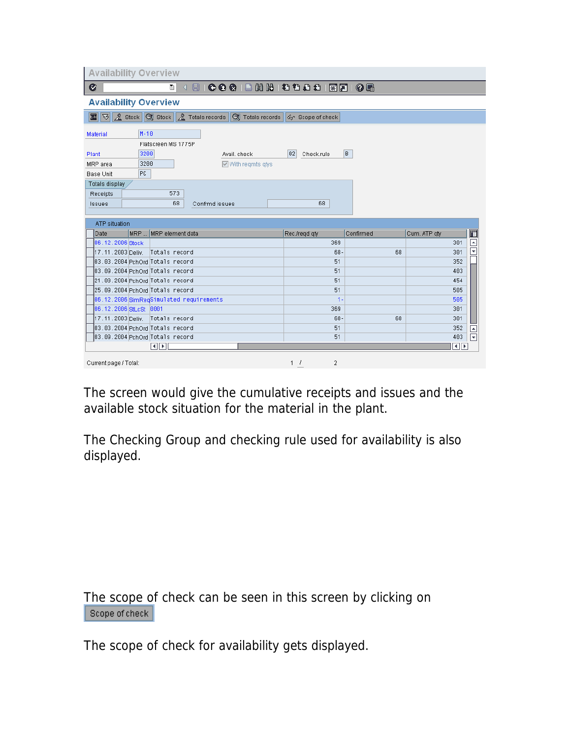**Availability Overview**

| | |
|---|---|
| Material | M-10 |
| | Flatscreen MS 1775P |
| Plant | 3200 |
| MRP area | 3200 |
| Base Unit | PC |

Avail. check: 02 Check.rule: B

With reqmts qtys

Totals display

| | | | |
|---|---|---|---|
| Receipts | 573 | | |
| Issues | 68 | Confrmd issues | 68 |

ATP situation

| Date | MRP ... | MRP element data | Rec./reqd qty | Confirmed | Cum. ATP qty |
|---|---|---|---|---|---|
| 06.12.2006 | Stock | | 369 | | 301 |
| 17.11.2003 | Deliv. | Totals record | 68- | 68 | 301 |
| 03.03.2004 | PchOrd | Totals record | 51 | | 352 |
| 03.09.2004 | PchOrd | Totals record | 51 | | 403 |
| 21.09.2004 | PchOrd | Totals record | 51 | | 454 |
| 25.09.2004 | PchOrd | Totals record | 51 | | 505 |
| 06.12.2006 | SimReq | Simulated requirements | 1- | | 505 |
| 06.12.2006 | StLcSt | 0001 | 369 | | 301 |
| 17.11.2003 | Deliv. | Totals record | 68- | 68 | 301 |
| 03.03.2004 | PchOrd | Totals record | 51 | | 352 |
| 03.09.2004 | PchOrd | Totals record | 51 | | 403 |

Current page / Total: 1 / 2

The screen would give the cumulative receipts and issues and the available stock situation for the material in the plant.

The Checking Group and checking rule used for availability is also displayed.

The scope of check can be seen in this screen by clicking on Scope of check

The scope of check for availability gets displayed.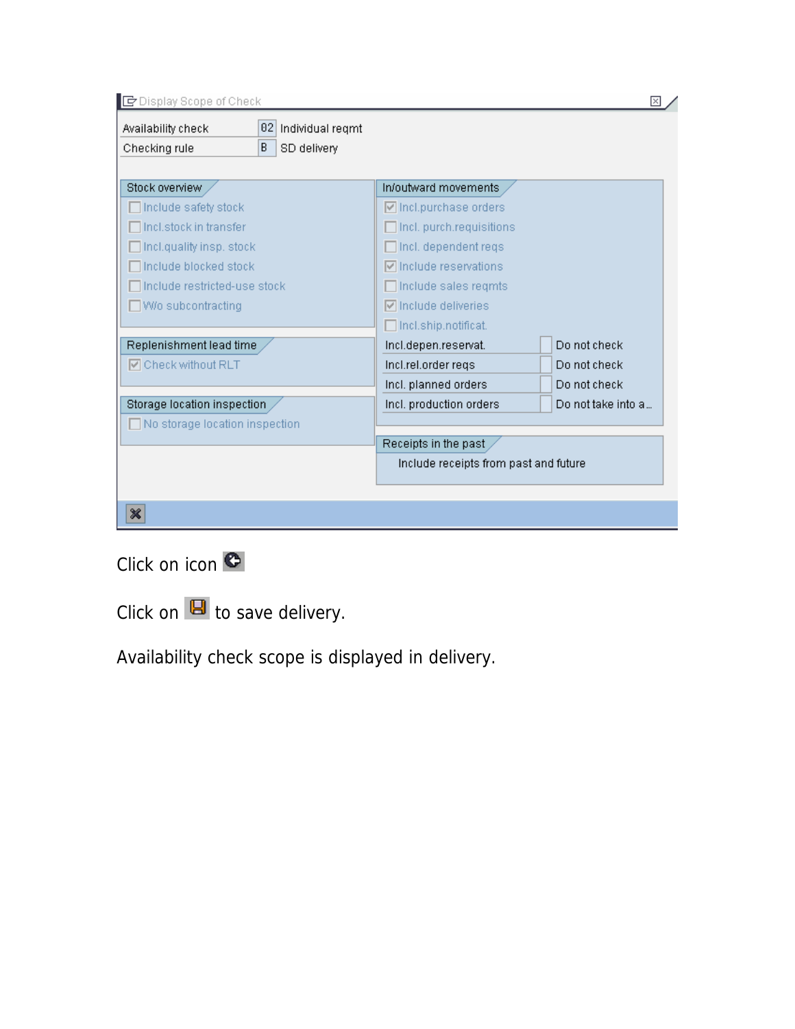Display Scope of Check

Availability check 02 Individual reqmt

Checking rule B SD delivery

Stock overview

- Include safety stock
- Incl.stock in transfer
- Incl.quality insp. stock
- Include blocked stock
- Include restricted-use stock
- W/o subcontracting

Replenishment lead time

- Check without RLT

Storage location inspection

- No storage location inspection

In/outward movements

- Incl.purchase orders
- Incl. purch.requisitions
- Incl. dependent reqs
- Include reservations
- Include sales reqmts
- Include deliveries
- Incl.ship.notificat.

| | |
|---|---|
| Incl.depen.reservat. | Do not check |
| Incl.rel.order reqs | Do not check |
| Incl. planned orders | Do not check |
| Incl. production orders | Do not take into a... |

Receipts in the past

Include receipts from past and future

Click on icon

Click on to save delivery.

Availability check scope is displayed in delivery.